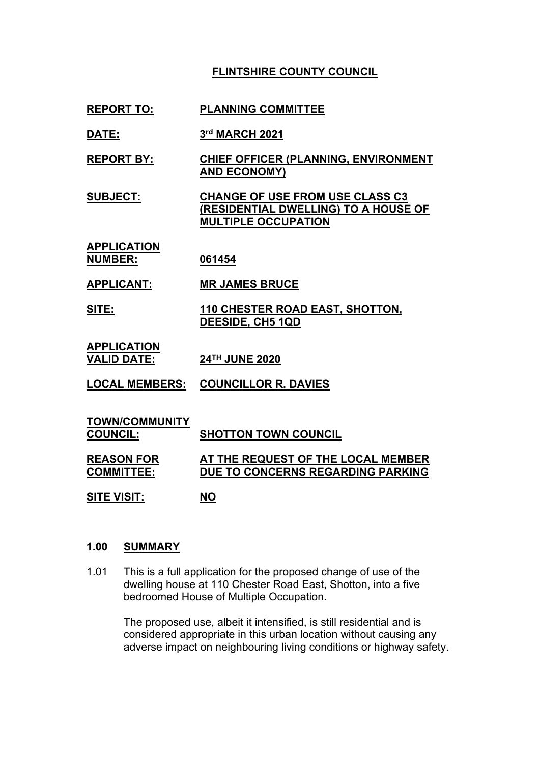# FLINTSHIRE COUNTY COUNCIL

| | |
|---|---|
| **REPORT TO:** | **PLANNING COMMITTEE** |
| **DATE:** | **3rd MARCH 2021** |
| **REPORT BY:** | **CHIEF OFFICER (PLANNING, ENVIRONMENT AND ECONOMY)** |
| **SUBJECT:** | **CHANGE OF USE FROM USE CLASS C3 (RESIDENTIAL DWELLING) TO A HOUSE OF MULTIPLE OCCUPATION** |
| **APPLICATION NUMBER:** | **061454** |
| **APPLICANT:** | **MR JAMES BRUCE** |
| **SITE:** | **110 CHESTER ROAD EAST, SHOTTON, DEESIDE, CH5 1QD** |
| **APPLICATION VALID DATE:** | **24TH JUNE 2020** |
| **LOCAL MEMBERS:** | **COUNCILLOR R. DAVIES** |
| **TOWN/COMMUNITY COUNCIL:** | **SHOTTON TOWN COUNCIL** |
| **REASON FOR COMMITTEE:** | **AT THE REQUEST OF THE LOCAL MEMBER DUE TO CONCERNS REGARDING PARKING** |
| **SITE VISIT:** | **NO** |

## 1.00 SUMMARY

1.01 This is a full application for the proposed change of use of the dwelling house at 110 Chester Road East, Shotton, into a five bedroomed House of Multiple Occupation.

The proposed use, albeit it intensified, is still residential and is considered appropriate in this urban location without causing any adverse impact on neighbouring living conditions or highway safety.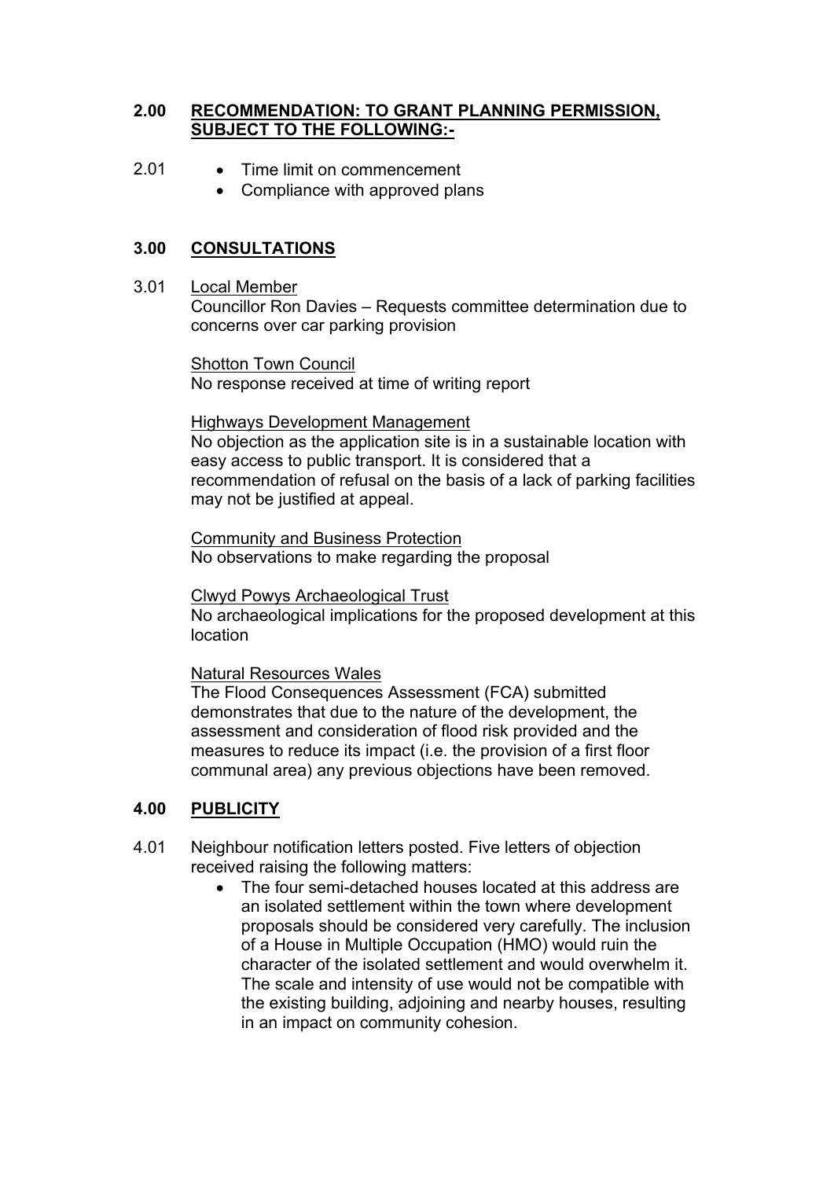## 2.00 RECOMMENDATION: TO GRANT PLANNING PERMISSION, SUBJECT TO THE FOLLOWING:-

2.01
- Time limit on commencement
- Compliance with approved plans

## 3.00 CONSULTATIONS

3.01 Local Member

Councillor Ron Davies – Requests committee determination due to concerns over car parking provision

Shotton Town Council

No response received at time of writing report

Highways Development Management

No objection as the application site is in a sustainable location with easy access to public transport. It is considered that a recommendation of refusal on the basis of a lack of parking facilities may not be justified at appeal.

Community and Business Protection

No observations to make regarding the proposal

Clwyd Powys Archaeological Trust

No archaeological implications for the proposed development at this location

Natural Resources Wales

The Flood Consequences Assessment (FCA) submitted demonstrates that due to the nature of the development, the assessment and consideration of flood risk provided and the measures to reduce its impact (i.e. the provision of a first floor communal area) any previous objections have been removed.

## 4.00 PUBLICITY

4.01 Neighbour notification letters posted. Five letters of objection received raising the following matters:

- The four semi-detached houses located at this address are an isolated settlement within the town where development proposals should be considered very carefully. The inclusion of a House in Multiple Occupation (HMO) would ruin the character of the isolated settlement and would overwhelm it. The scale and intensity of use would not be compatible with the existing building, adjoining and nearby houses, resulting in an impact on community cohesion.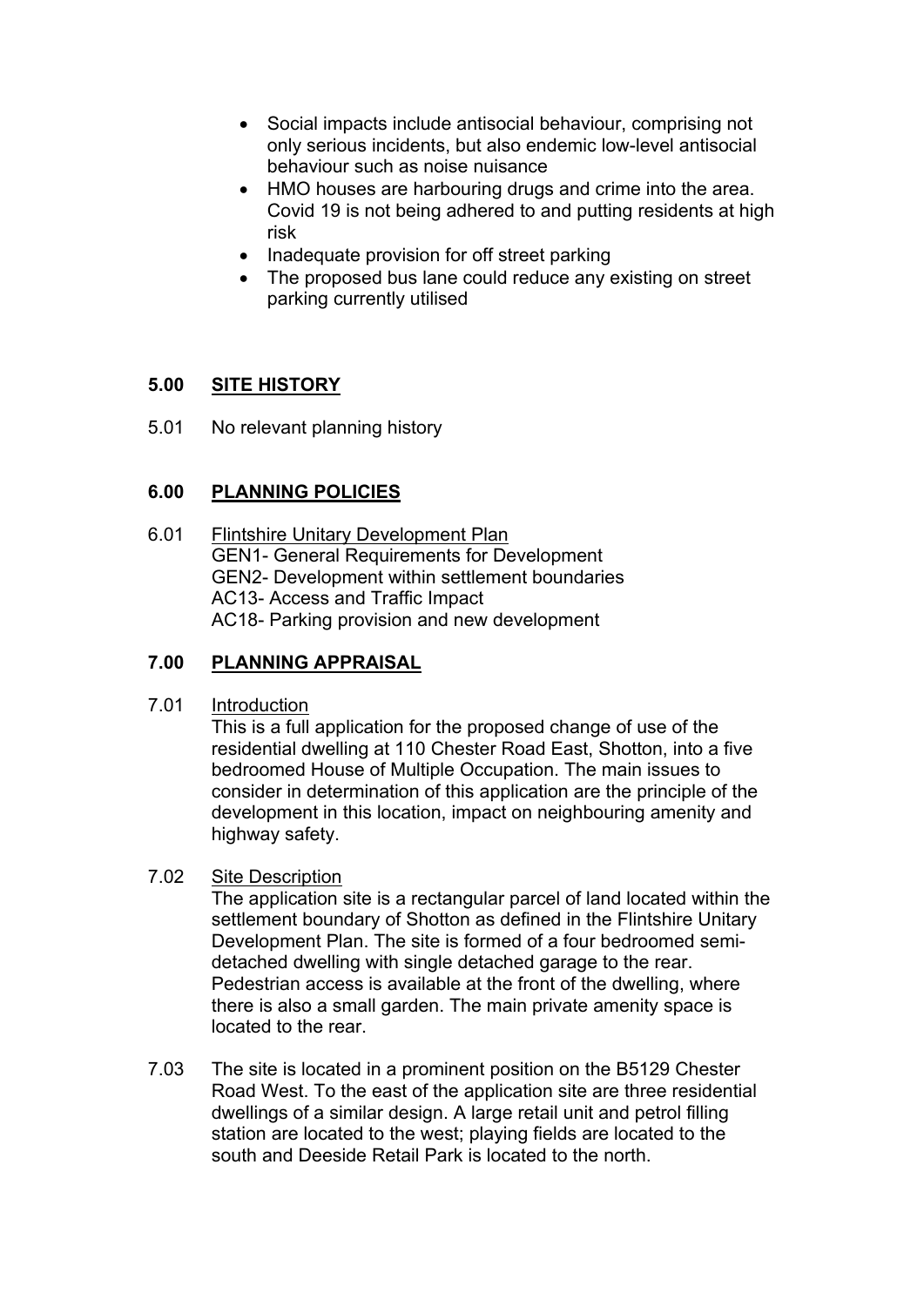- Social impacts include antisocial behaviour, comprising not only serious incidents, but also endemic low-level antisocial behaviour such as noise nuisance
- HMO houses are harbouring drugs and crime into the area. Covid 19 is not being adhered to and putting residents at high risk
- Inadequate provision for off street parking
- The proposed bus lane could reduce any existing on street parking currently utilised

## 5.00 SITE HISTORY

5.01 No relevant planning history

## 6.00 PLANNING POLICIES

6.01 Flintshire Unitary Development Plan
GEN1- General Requirements for Development
GEN2- Development within settlement boundaries
AC13- Access and Traffic Impact
AC18- Parking provision and new development

## 7.00 PLANNING APPRAISAL

7.01 Introduction
This is a full application for the proposed change of use of the residential dwelling at 110 Chester Road East, Shotton, into a five bedroomed House of Multiple Occupation. The main issues to consider in determination of this application are the principle of the development in this location, impact on neighbouring amenity and highway safety.

7.02 Site Description
The application site is a rectangular parcel of land located within the settlement boundary of Shotton as defined in the Flintshire Unitary Development Plan. The site is formed of a four bedroomed semi-detached dwelling with single detached garage to the rear. Pedestrian access is available at the front of the dwelling, where there is also a small garden. The main private amenity space is located to the rear.

7.03 The site is located in a prominent position on the B5129 Chester Road West. To the east of the application site are three residential dwellings of a similar design. A large retail unit and petrol filling station are located to the west; playing fields are located to the south and Deeside Retail Park is located to the north.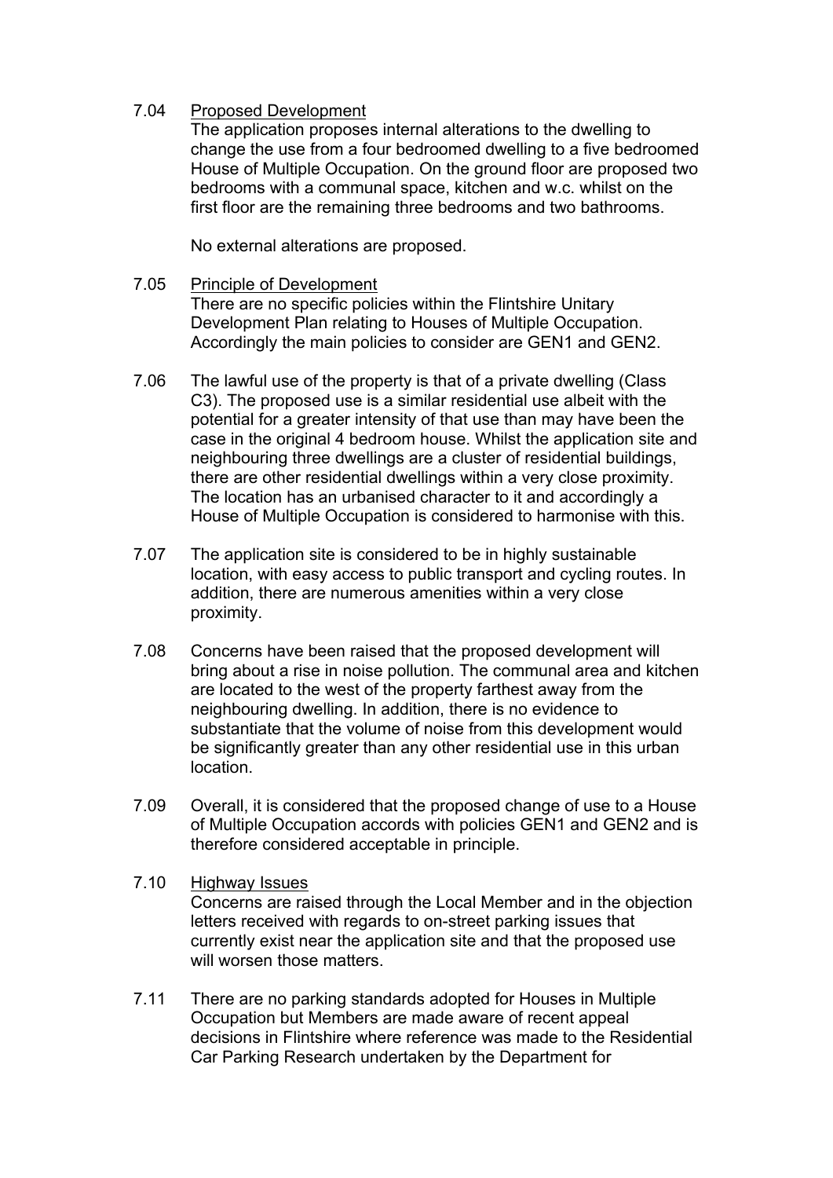7.04 Proposed Development

The application proposes internal alterations to the dwelling to change the use from a four bedroomed dwelling to a five bedroomed House of Multiple Occupation. On the ground floor are proposed two bedrooms with a communal space, kitchen and w.c. whilst on the first floor are the remaining three bedrooms and two bathrooms.

No external alterations are proposed.

7.05 Principle of Development

There are no specific policies within the Flintshire Unitary Development Plan relating to Houses of Multiple Occupation. Accordingly the main policies to consider are GEN1 and GEN2.

7.06 The lawful use of the property is that of a private dwelling (Class C3). The proposed use is a similar residential use albeit with the potential for a greater intensity of that use than may have been the case in the original 4 bedroom house. Whilst the application site and neighbouring three dwellings are a cluster of residential buildings, there are other residential dwellings within a very close proximity. The location has an urbanised character to it and accordingly a House of Multiple Occupation is considered to harmonise with this.

7.07 The application site is considered to be in highly sustainable location, with easy access to public transport and cycling routes. In addition, there are numerous amenities within a very close proximity.

7.08 Concerns have been raised that the proposed development will bring about a rise in noise pollution. The communal area and kitchen are located to the west of the property farthest away from the neighbouring dwelling. In addition, there is no evidence to substantiate that the volume of noise from this development would be significantly greater than any other residential use in this urban location.

7.09 Overall, it is considered that the proposed change of use to a House of Multiple Occupation accords with policies GEN1 and GEN2 and is therefore considered acceptable in principle.

7.10 Highway Issues

Concerns are raised through the Local Member and in the objection letters received with regards to on-street parking issues that currently exist near the application site and that the proposed use will worsen those matters.

7.11 There are no parking standards adopted for Houses in Multiple Occupation but Members are made aware of recent appeal decisions in Flintshire where reference was made to the Residential Car Parking Research undertaken by the Department for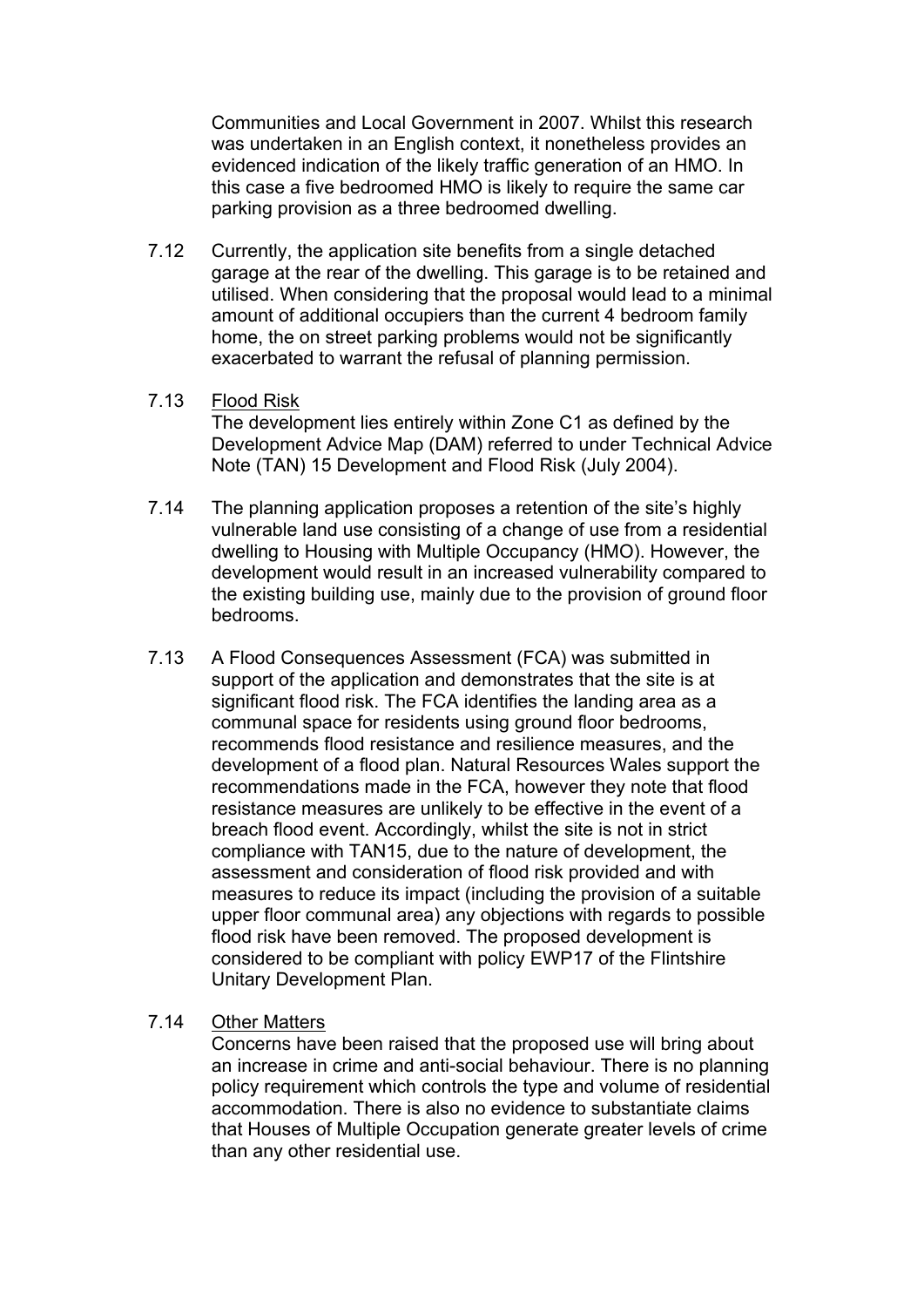Communities and Local Government in 2007. Whilst this research was undertaken in an English context, it nonetheless provides an evidenced indication of the likely traffic generation of an HMO. In this case a five bedroomed HMO is likely to require the same car parking provision as a three bedroomed dwelling.

7.12 Currently, the application site benefits from a single detached garage at the rear of the dwelling. This garage is to be retained and utilised. When considering that the proposal would lead to a minimal amount of additional occupiers than the current 4 bedroom family home, the on street parking problems would not be significantly exacerbated to warrant the refusal of planning permission.

7.13 Flood Risk
The development lies entirely within Zone C1 as defined by the Development Advice Map (DAM) referred to under Technical Advice Note (TAN) 15 Development and Flood Risk (July 2004).

7.14 The planning application proposes a retention of the site's highly vulnerable land use consisting of a change of use from a residential dwelling to Housing with Multiple Occupancy (HMO). However, the development would result in an increased vulnerability compared to the existing building use, mainly due to the provision of ground floor bedrooms.

7.13 A Flood Consequences Assessment (FCA) was submitted in support of the application and demonstrates that the site is at significant flood risk. The FCA identifies the landing area as a communal space for residents using ground floor bedrooms, recommends flood resistance and resilience measures, and the development of a flood plan. Natural Resources Wales support the recommendations made in the FCA, however they note that flood resistance measures are unlikely to be effective in the event of a breach flood event. Accordingly, whilst the site is not in strict compliance with TAN15, due to the nature of development, the assessment and consideration of flood risk provided and with measures to reduce its impact (including the provision of a suitable upper floor communal area) any objections with regards to possible flood risk have been removed. The proposed development is considered to be compliant with policy EWP17 of the Flintshire Unitary Development Plan.

7.14 Other Matters
Concerns have been raised that the proposed use will bring about an increase in crime and anti-social behaviour. There is no planning policy requirement which controls the type and volume of residential accommodation. There is also no evidence to substantiate claims that Houses of Multiple Occupation generate greater levels of crime than any other residential use.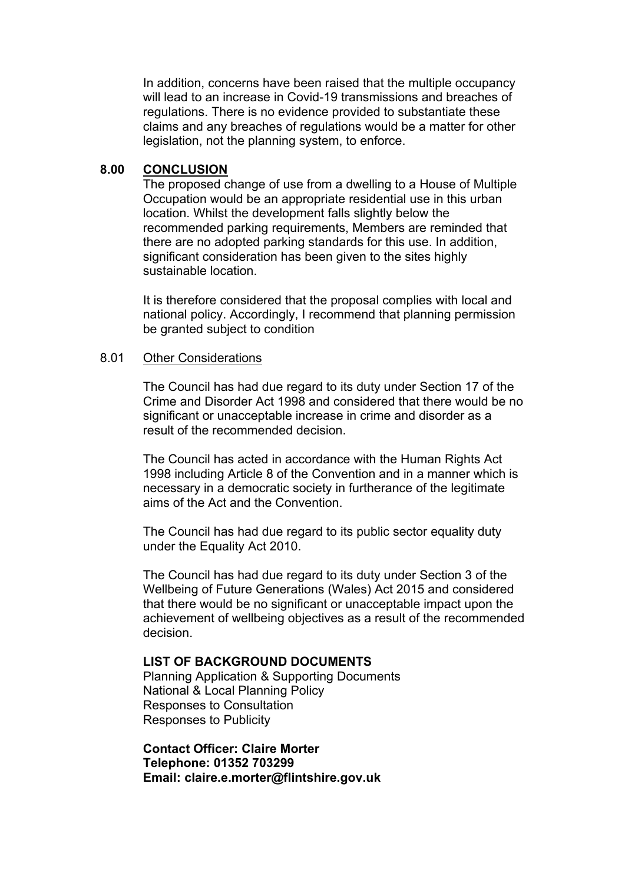In addition, concerns have been raised that the multiple occupancy will lead to an increase in Covid-19 transmissions and breaches of regulations. There is no evidence provided to substantiate these claims and any breaches of regulations would be a matter for other legislation, not the planning system, to enforce.

## 8.00 CONCLUSION

The proposed change of use from a dwelling to a House of Multiple Occupation would be an appropriate residential use in this urban location. Whilst the development falls slightly below the recommended parking requirements, Members are reminded that there are no adopted parking standards for this use. In addition, significant consideration has been given to the sites highly sustainable location.

It is therefore considered that the proposal complies with local and national policy. Accordingly, I recommend that planning permission be granted subject to condition

8.01 Other Considerations

The Council has had due regard to its duty under Section 17 of the Crime and Disorder Act 1998 and considered that there would be no significant or unacceptable increase in crime and disorder as a result of the recommended decision.

The Council has acted in accordance with the Human Rights Act 1998 including Article 8 of the Convention and in a manner which is necessary in a democratic society in furtherance of the legitimate aims of the Act and the Convention.

The Council has had due regard to its public sector equality duty under the Equality Act 2010.

The Council has had due regard to its duty under Section 3 of the Wellbeing of Future Generations (Wales) Act 2015 and considered that there would be no significant or unacceptable impact upon the achievement of wellbeing objectives as a result of the recommended decision.

**LIST OF BACKGROUND DOCUMENTS**
Planning Application & Supporting Documents
National & Local Planning Policy
Responses to Consultation
Responses to Publicity

**Contact Officer: Claire Morter**
**Telephone: 01352 703299**
**Email: claire.e.morter@flintshire.gov.uk**